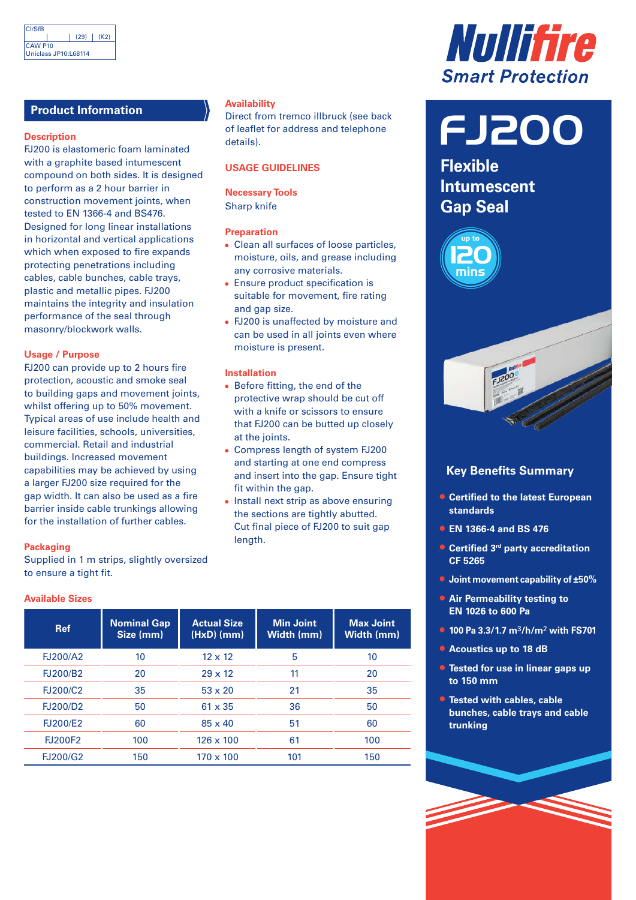| CI/SfB | | (29) | (K2) |
|---|---|---|---|
| CAW P10 | | | |
| Uniclass JP10:L68114 | | | |

# Nullifire
Smart Protection

# FJ200

## Flexible Intumescent Gap Seal

up to 120 mins

## Product Information

### Description

FJ200 is elastomeric foam laminated with a graphite based intumescent compound on both sides. It is designed to perform as a 2 hour barrier in construction movement joints, when tested to EN 1366-4 and BS476. Designed for long linear installations in horizontal and vertical applications which when exposed to fire expands protecting penetrations including cables, cable bunches, cable trays, plastic and metallic pipes. FJ200 maintains the integrity and insulation performance of the seal through masonry/blockwork walls.

### Usage / Purpose

FJ200 can provide up to 2 hours fire protection, acoustic and smoke seal to building gaps and movement joints, whilst offering up to 50% movement. Typical areas of use include health and leisure facilities, schools, universities, commercial. Retail and industrial buildings. Increased movement capabilities may be achieved by using a larger FJ200 size required for the gap width. It can also be used as a fire barrier inside cable trunkings allowing for the installation of further cables.

### Packaging

Supplied in 1 m strips, slightly oversized to ensure a tight fit.

### Availability

Direct from tremco illbruck (see back of leaflet for address and telephone details).

## USAGE GUIDELINES

### Necessary Tools

Sharp knife

### Preparation

- Clean all surfaces of loose particles, moisture, oils, and grease including any corrosive materials.
- Ensure product specification is suitable for movement, fire rating and gap size.
- FJ200 is unaffected by moisture and can be used in all joints even where moisture is present.

### Installation

- Before fitting, the end of the protective wrap should be cut off with a knife or scissors to ensure that FJ200 can be butted up closely at the joints.
- Compress length of system FJ200 and starting at one end compress and insert into the gap. Ensure tight fit within the gap.
- Install next strip as above ensuring the sections are tightly abutted. Cut final piece of FJ200 to suit gap length.

### Available Sizes

| Ref | Nominal Gap Size (mm) | Actual Size (HxD) (mm) | Min Joint Width (mm) | Max Joint Width (mm) |
|---|---|---|---|---|
| FJ200/A2 | 10 | 12 x 12 | 5 | 10 |
| FJ200/B2 | 20 | 29 x 12 | 11 | 20 |
| FJ200/C2 | 35 | 53 x 20 | 21 | 35 |
| FJ200/D2 | 50 | 61 x 35 | 36 | 50 |
| FJ200/E2 | 60 | 85 x 40 | 51 | 60 |
| FJ200F2 | 100 | 126 x 100 | 61 | 100 |
| FJ200/G2 | 150 | 170 x 100 | 101 | 150 |

## Key Benefits Summary

- **Certified to the latest European standards**
- **EN 1366-4 and BS 476**
- **Certified 3rd party accreditation CF 5265**
- **Joint movement capability of ±50%**
- **Air Permeability testing to EN 1026 to 600 Pa**
- **100 Pa 3.3/1.7 $m^3/h/m^2$ with FS701**
- **Acoustics up to 18 dB**
- **Tested for use in linear gaps up to 150 mm**
- **Tested with cables, cable bunches, cable trays and cable trunking**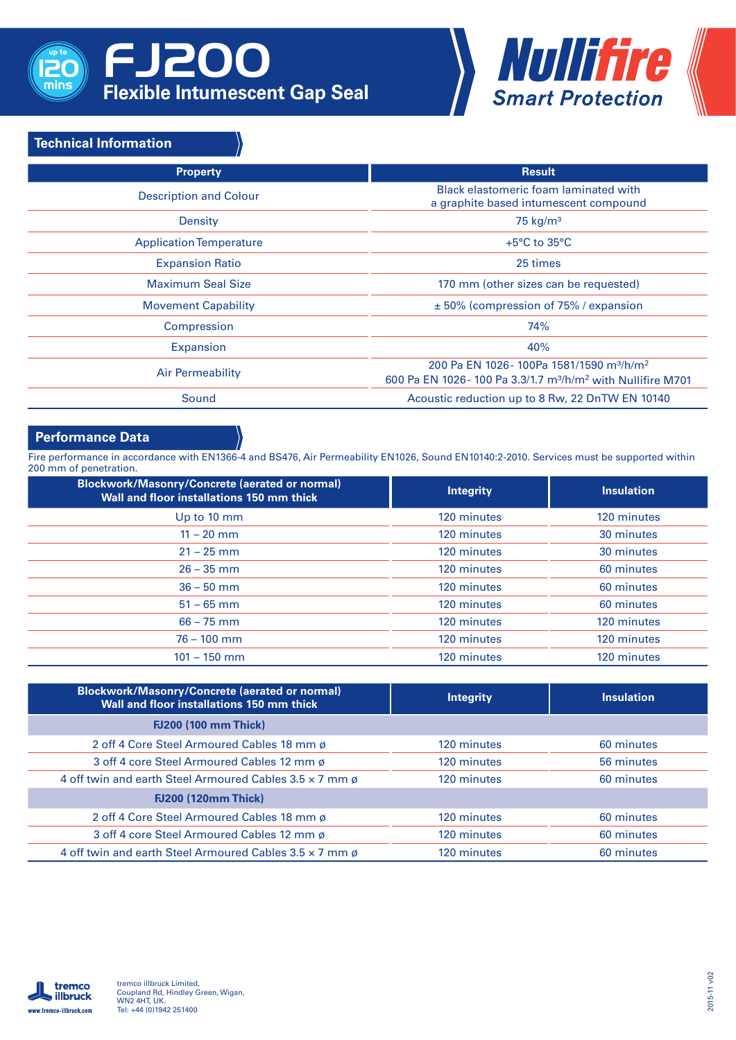# FJ200

## Flexible Intumescent Gap Seal

Nullifire Smart Protection

up to 120 mins

### Technical Information

| Property | Result |
|---|---|
| Description and Colour | Black elastomeric foam laminated with a graphite based intumescent compound |
| Density | 75 kg/m³ |
| Application Temperature | +5°C to 35°C |
| Expansion Ratio | 25 times |
| Maximum Seal Size | 170 mm (other sizes can be requested) |
| Movement Capability | ± 50% (compression of 75% / expansion |
| Compression | 74% |
| Expansion | 40% |
| Air Permeability | 200 Pa EN 1026- 100Pa 1581/1590 m³/h/m² <br> 600 Pa EN 1026- 100 Pa 3.3/1.7 m³/h/m² with Nullifire M701 |
| Sound | Acoustic reduction up to 8 Rw, 22 DnTW EN 10140 |

### Performance Data

Fire performance in accordance with EN1366-4 and BS476, Air Permeability EN1026, Sound EN10140:2-2010. Services must be supported within 200 mm of penetration.

| Blockwork/Masonry/Concrete (aerated or normal) Wall and floor installations 150 mm thick | Integrity | Insulation |
|---|---|---|
| Up to 10 mm | 120 minutes | 120 minutes |
| 11 – 20 mm | 120 minutes | 30 minutes |
| 21 – 25 mm | 120 minutes | 30 minutes |
| 26 – 35 mm | 120 minutes | 60 minutes |
| 36 – 50 mm | 120 minutes | 60 minutes |
| 51 – 65 mm | 120 minutes | 60 minutes |
| 66 – 75 mm | 120 minutes | 120 minutes |
| 76 – 100 mm | 120 minutes | 120 minutes |
| 101 – 150 mm | 120 minutes | 120 minutes |

| Blockwork/Masonry/Concrete (aerated or normal) Wall and floor installations 150 mm thick | Integrity | Insulation |
|---|---|---|
| **FJ200 (100 mm Thick)** | | |
| 2 off 4 Core Steel Armoured Cables 18 mm ø | 120 minutes | 60 minutes |
| 3 off 4 core Steel Armoured Cables 12 mm ø | 120 minutes | 56 minutes |
| 4 off twin and earth Steel Armoured Cables 3.5 × 7 mm ø | 120 minutes | 60 minutes |
| **FJ200 (120mm Thick)** | | |
| 2 off 4 Core Steel Armoured Cables 18 mm ø | 120 minutes | 60 minutes |
| 3 off 4 core Steel Armoured Cables 12 mm ø | 120 minutes | 60 minutes |
| 4 off twin and earth Steel Armoured Cables 3.5 × 7 mm ø | 120 minutes | 60 minutes |

tremco illbruck
www.tremco-illbruck.com

tremco illbruck Limited,
Coupland Rd, Hindley Green, Wigan,
WN2 4HT, UK.
Tel: +44 (0)1942 251400

2015-11 v02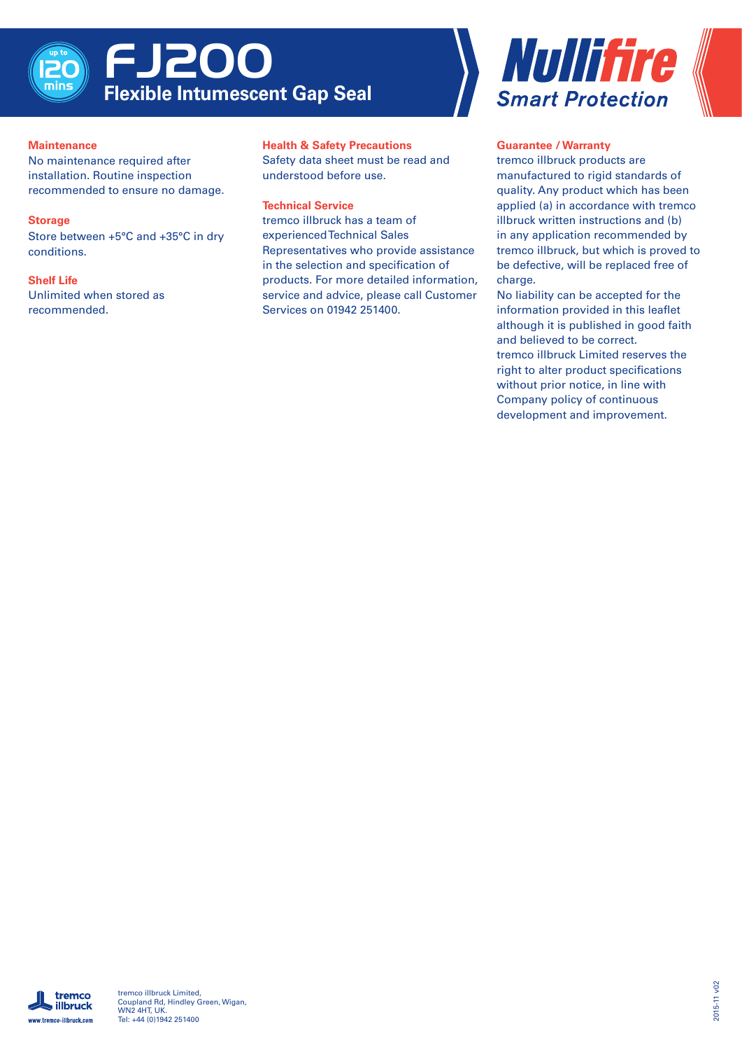# FJ200

## Flexible Intumescent Gap Seal

up to 120 mins

Nullifire Smart Protection

### Maintenance

No maintenance required after installation. Routine inspection recommended to ensure no damage.

### Storage

Store between +5°C and +35°C in dry conditions.

### Shelf Life

Unlimited when stored as recommended.

### Health & Safety Precautions

Safety data sheet must be read and understood before use.

### Technical Service

tremco illbruck has a team of experienced Technical Sales Representatives who provide assistance in the selection and specification of products. For more detailed information, service and advice, please call Customer Services on 01942 251400.

### Guarantee / Warranty

tremco illbruck products are manufactured to rigid standards of quality. Any product which has been applied (a) in accordance with tremco illbruck written instructions and (b) in any application recommended by tremco illbruck, but which is proved to be defective, will be replaced free of charge.

No liability can be accepted for the information provided in this leaflet although it is published in good faith and believed to be correct.

tremco illbruck Limited reserves the right to alter product specifications without prior notice, in line with Company policy of continuous development and improvement.

tremco illbruck
www.tremco-illbruck.com

tremco illbruck Limited,
Coupland Rd, Hindley Green, Wigan,
WN2 4HT, UK.
Tel: +44 (0)1942 251400

2015-11 v02